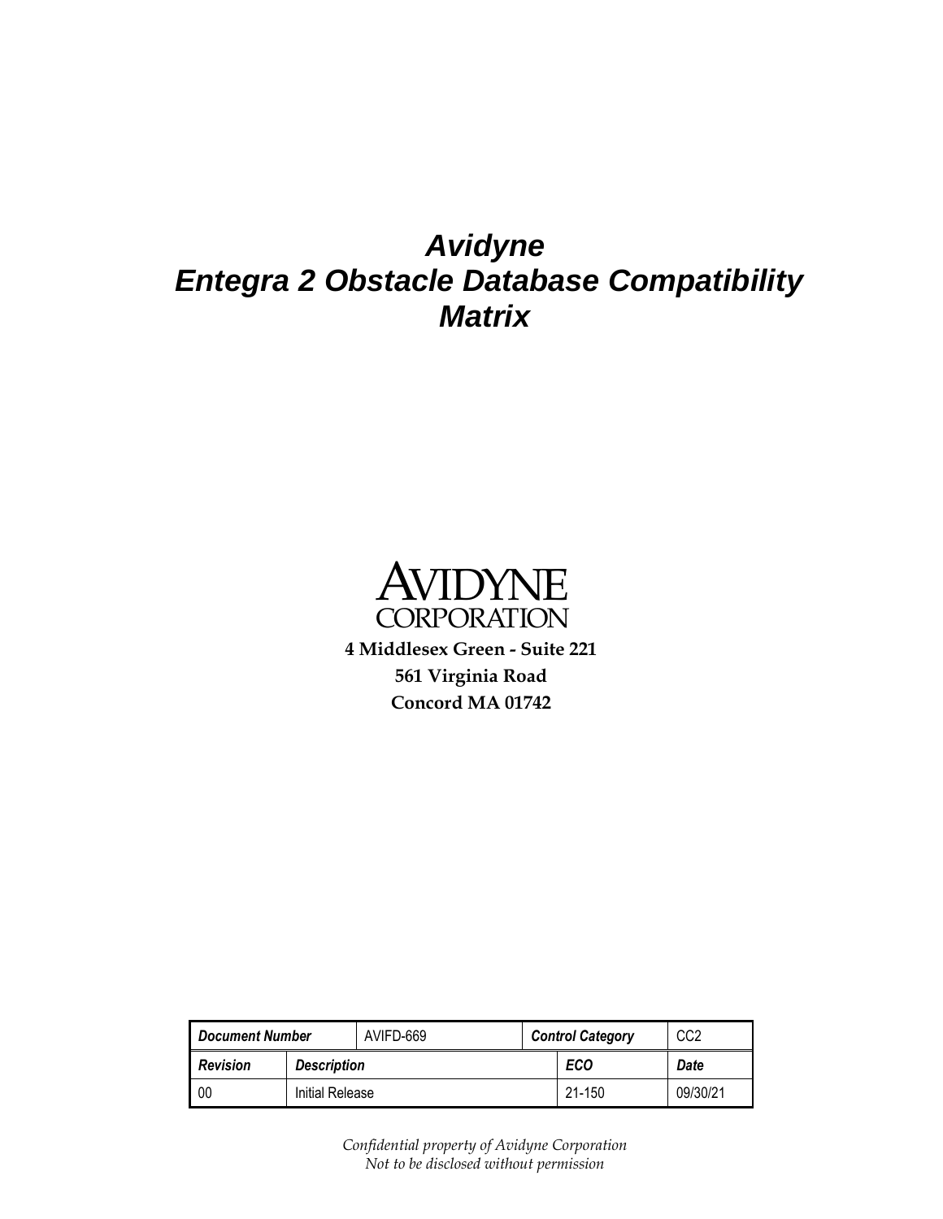# Avidyne Entegra 2 Obstacle Database Compatibility Matrix

AVIDYNE CORPORATION

**4 Middlesex Green - Suite 221**

**561 Virginia Road**

**Concord MA 01742**

| ***Document Number*** | | AVIFD-669 | ***Control Category*** | | CC2 |
|---|---|---|---|---|---|
| ***Revision*** | ***Description*** | | | ***ECO*** | ***Date*** |
| 00 | Initial Release | | | 21-150 | 09/30/21 |

*Confidential property of Avidyne Corporation*
*Not to be disclosed without permission*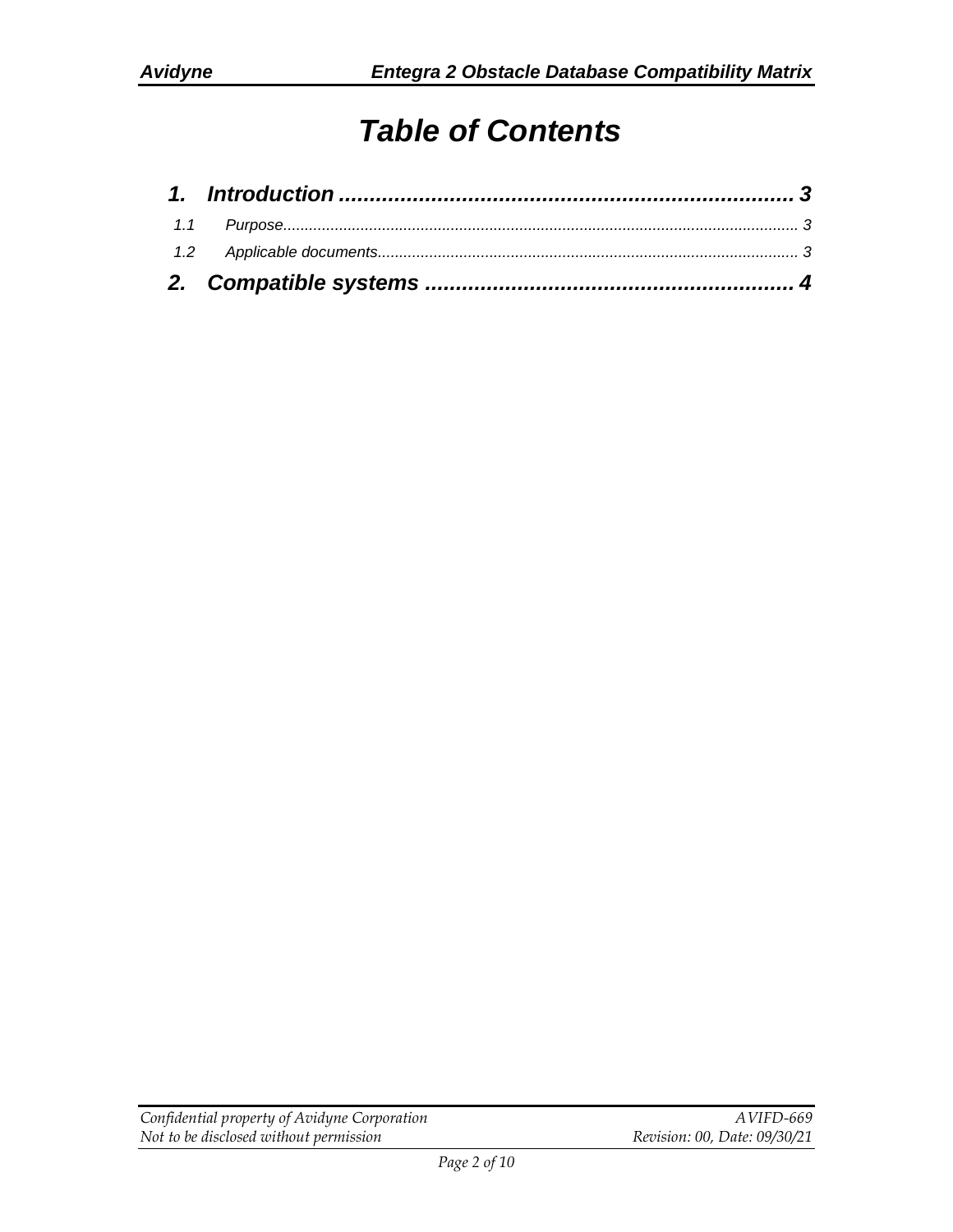# Table of Contents

**1. Introduction ........................................................................ 3**

1.1 Purpose........................................................................................................................ 3

1.2 Applicable documents................................................................................................. 3

**2. Compatible systems .......................................................... 4**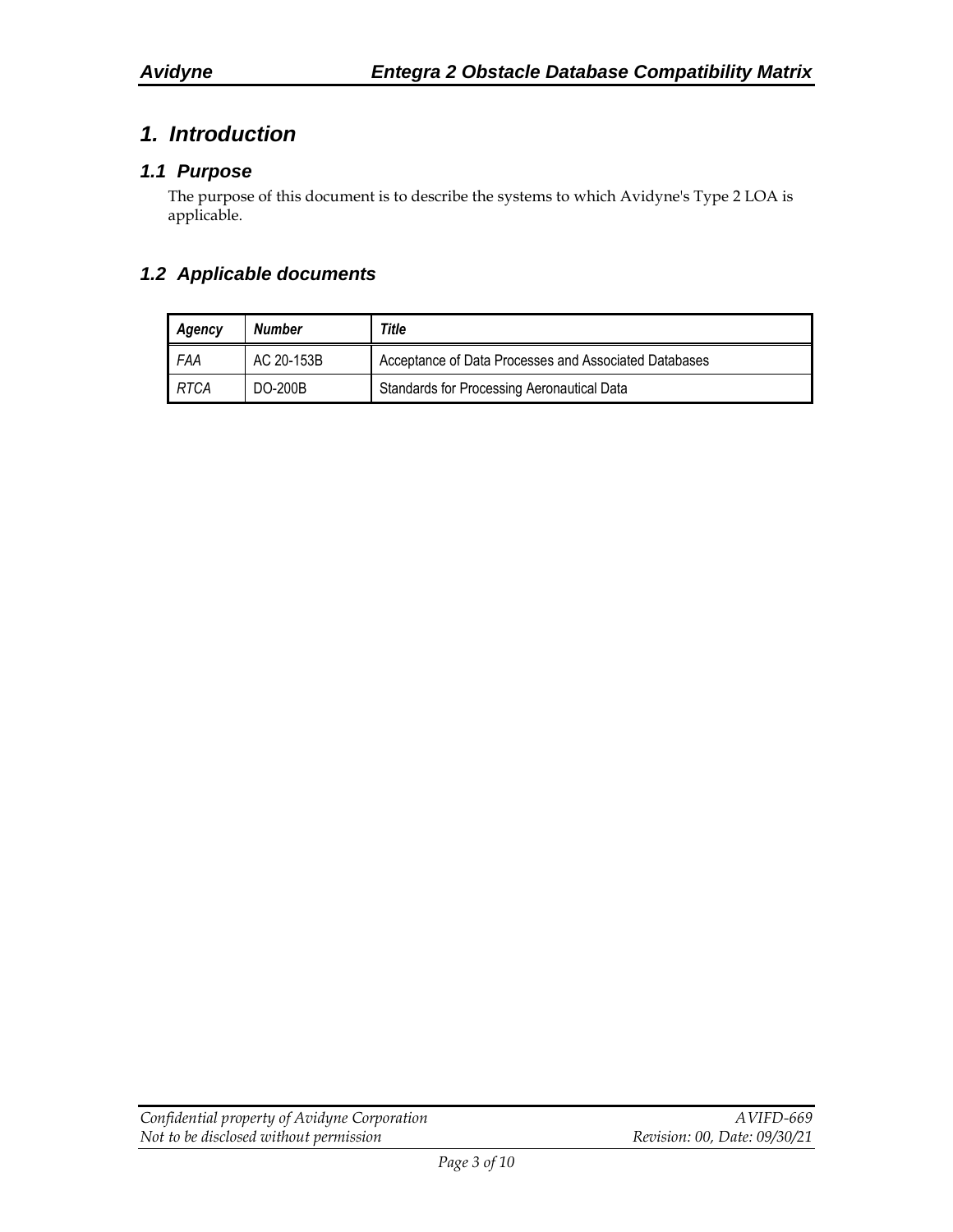# 1. Introduction

## 1.1 Purpose

The purpose of this document is to describe the systems to which Avidyne's Type 2 LOA is applicable.

## 1.2 Applicable documents

| *Agency* | *Number* | *Title* |
|---|---|---|
| *FAA* | AC 20-153B | Acceptance of Data Processes and Associated Databases |
| *RTCA* | DO-200B | Standards for Processing Aeronautical Data |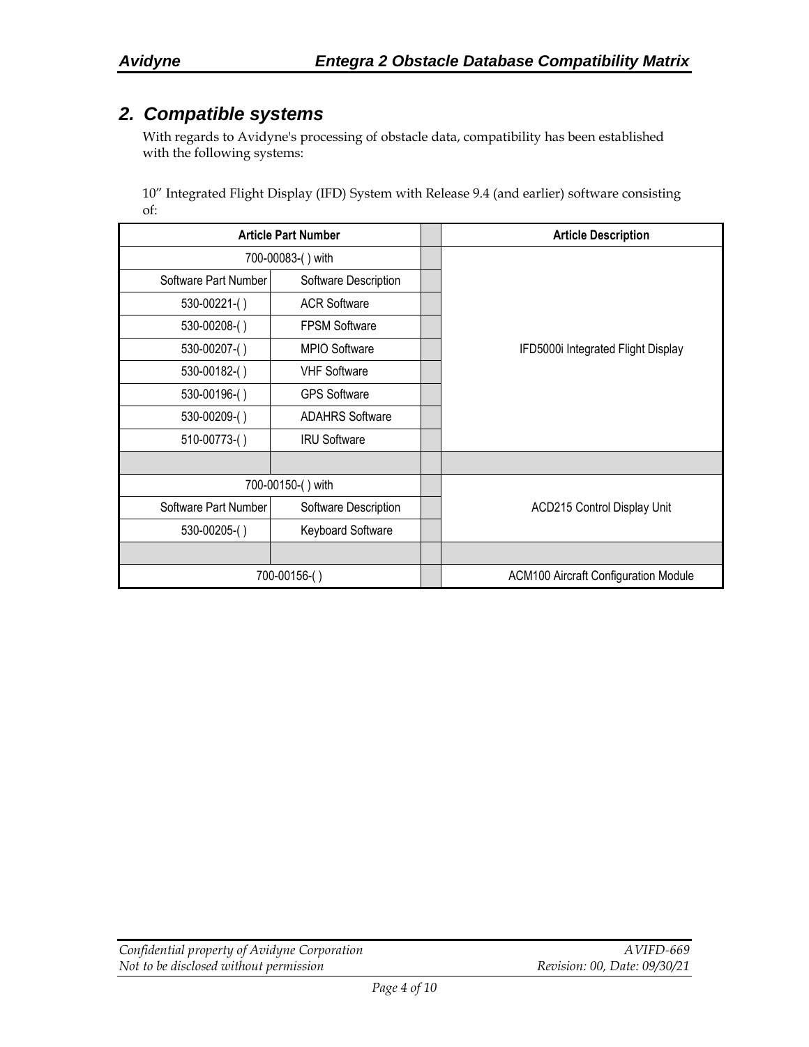## 2. Compatible systems

With regards to Avidyne's processing of obstacle data, compatibility has been established with the following systems:

10" Integrated Flight Display (IFD) System with Release 9.4 (and earlier) software consisting of:

| Article Part Number | | | Article Description |
|---|---|---|---|
| 700-00083-( ) with | | | IFD5000i Integrated Flight Display |
| Software Part Number | Software Description | | |
| 530-00221-( ) | ACR Software | | |
| 530-00208-( ) | FPSM Software | | |
| 530-00207-( ) | MPIO Software | | |
| 530-00182-( ) | VHF Software | | |
| 530-00196-( ) | GPS Software | | |
| 530-00209-( ) | ADAHRS Software | | |
| 510-00773-( ) | IRU Software | | |
| | | | |
| 700-00150-( ) with | | | ACD215 Control Display Unit |
| Software Part Number | Software Description | | |
| 530-00205-( ) | Keyboard Software | | |
| | | | |
| 700-00156-( ) | | | ACM100 Aircraft Configuration Module |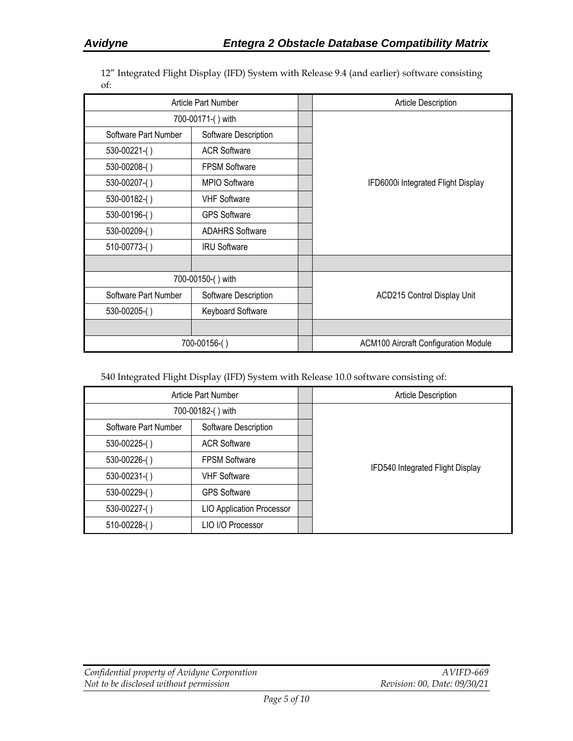12" Integrated Flight Display (IFD) System with Release 9.4 (and earlier) software consisting of:

| Article Part Number | | | Article Description |
|---|---|---|---|
| 700-00171-( ) with | | | IFD6000i Integrated Flight Display |
| Software Part Number | Software Description | | |
| 530-00221-( ) | ACR Software | | |
| 530-00208-( ) | FPSM Software | | |
| 530-00207-( ) | MPIO Software | | |
| 530-00182-( ) | VHF Software | | |
| 530-00196-( ) | GPS Software | | |
| 530-00209-( ) | ADAHRS Software | | |
| 510-00773-( ) | IRU Software | | |
| | | | |
| 700-00150-( ) with | | | ACD215 Control Display Unit |
| Software Part Number | Software Description | | |
| 530-00205-( ) | Keyboard Software | | |
| | | | |
| 700-00156-( ) | | | ACM100 Aircraft Configuration Module |

540 Integrated Flight Display (IFD) System with Release 10.0 software consisting of:

| Article Part Number | | | Article Description |
|---|---|---|---|
| 700-00182-( ) with | | | IFD540 Integrated Flight Display |
| Software Part Number | Software Description | | |
| 530-00225-( ) | ACR Software | | |
| 530-00226-( ) | FPSM Software | | |
| 530-00231-( ) | VHF Software | | |
| 530-00229-( ) | GPS Software | | |
| 530-00227-( ) | LIO Application Processor | | |
| 510-00228-( ) | LIO I/O Processor | | |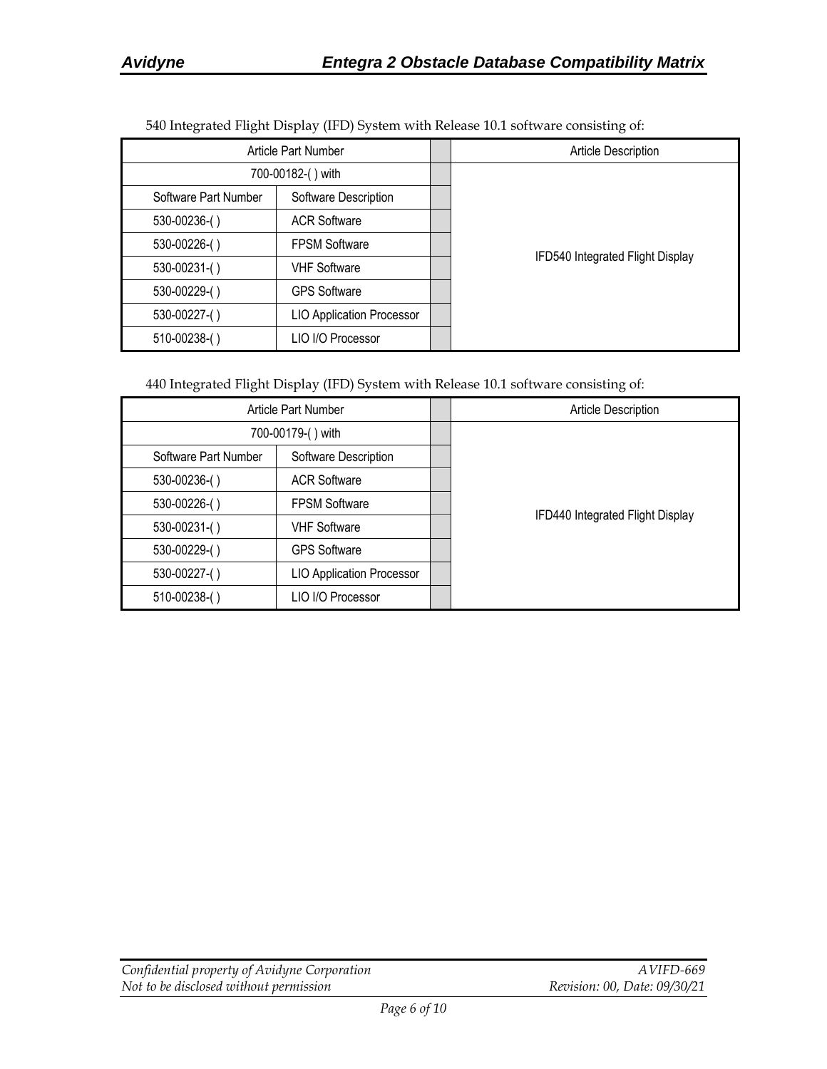540 Integrated Flight Display (IFD) System with Release 10.1 software consisting of:

| Article Part Number | | | Article Description |
|---|---|---|---|
| 700-00182-( ) with | | | IFD540 Integrated Flight Display |
| Software Part Number | Software Description | | |
| 530-00236-( ) | ACR Software | | |
| 530-00226-( ) | FPSM Software | | |
| 530-00231-( ) | VHF Software | | |
| 530-00229-( ) | GPS Software | | |
| 530-00227-( ) | LIO Application Processor | | |
| 510-00238-( ) | LIO I/O Processor | | |

440 Integrated Flight Display (IFD) System with Release 10.1 software consisting of:

| Article Part Number | | | Article Description |
|---|---|---|---|
| 700-00179-( ) with | | | IFD440 Integrated Flight Display |
| Software Part Number | Software Description | | |
| 530-00236-( ) | ACR Software | | |
| 530-00226-( ) | FPSM Software | | |
| 530-00231-( ) | VHF Software | | |
| 530-00229-( ) | GPS Software | | |
| 530-00227-( ) | LIO Application Processor | | |
| 510-00238-( ) | LIO I/O Processor | | |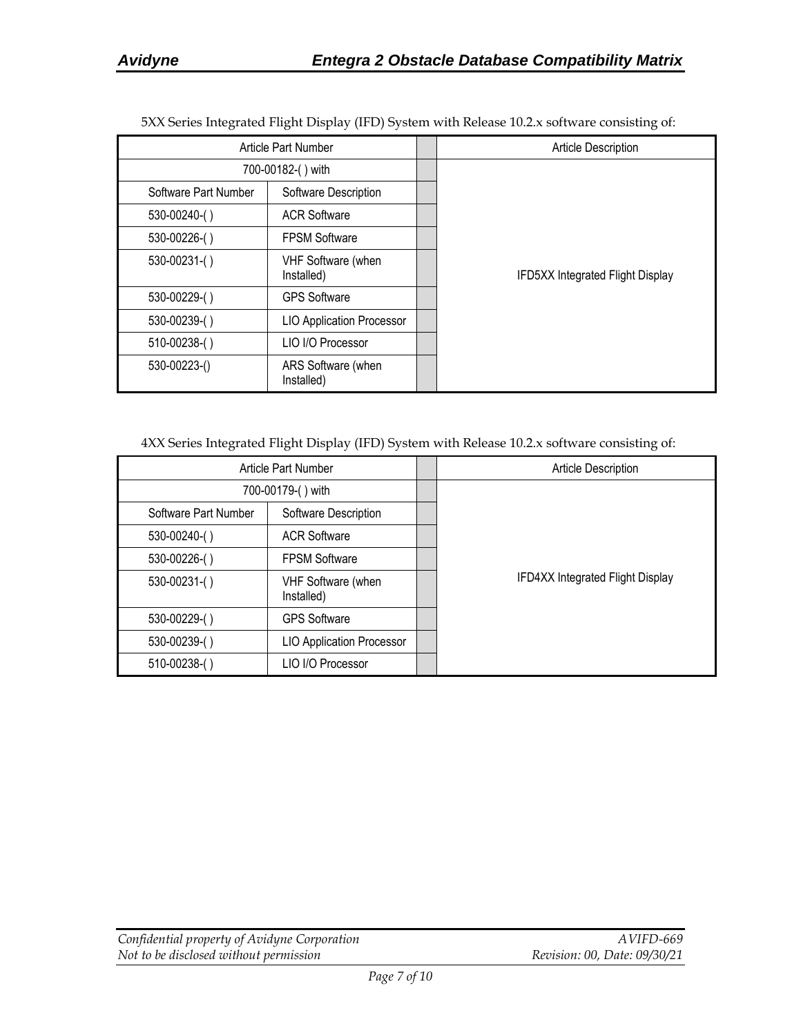5XX Series Integrated Flight Display (IFD) System with Release 10.2.x software consisting of:

| Article Part Number | | | Article Description |
|---|---|---|---|
| 700-00182-( ) with | | | IFD5XX Integrated Flight Display |
| Software Part Number | Software Description | | |
| 530-00240-( ) | ACR Software | | |
| 530-00226-( ) | FPSM Software | | |
| 530-00231-( ) | VHF Software (when Installed) | | |
| 530-00229-( ) | GPS Software | | |
| 530-00239-( ) | LIO Application Processor | | |
| 510-00238-( ) | LIO I/O Processor | | |
| 530-00223-() | ARS Software (when Installed) | | |

4XX Series Integrated Flight Display (IFD) System with Release 10.2.x software consisting of:

| Article Part Number | | | Article Description |
|---|---|---|---|
| 700-00179-( ) with | | | IFD4XX Integrated Flight Display |
| Software Part Number | Software Description | | |
| 530-00240-( ) | ACR Software | | |
| 530-00226-( ) | FPSM Software | | |
| 530-00231-( ) | VHF Software (when Installed) | | |
| 530-00229-( ) | GPS Software | | |
| 530-00239-( ) | LIO Application Processor | | |
| 510-00238-( ) | LIO I/O Processor | | |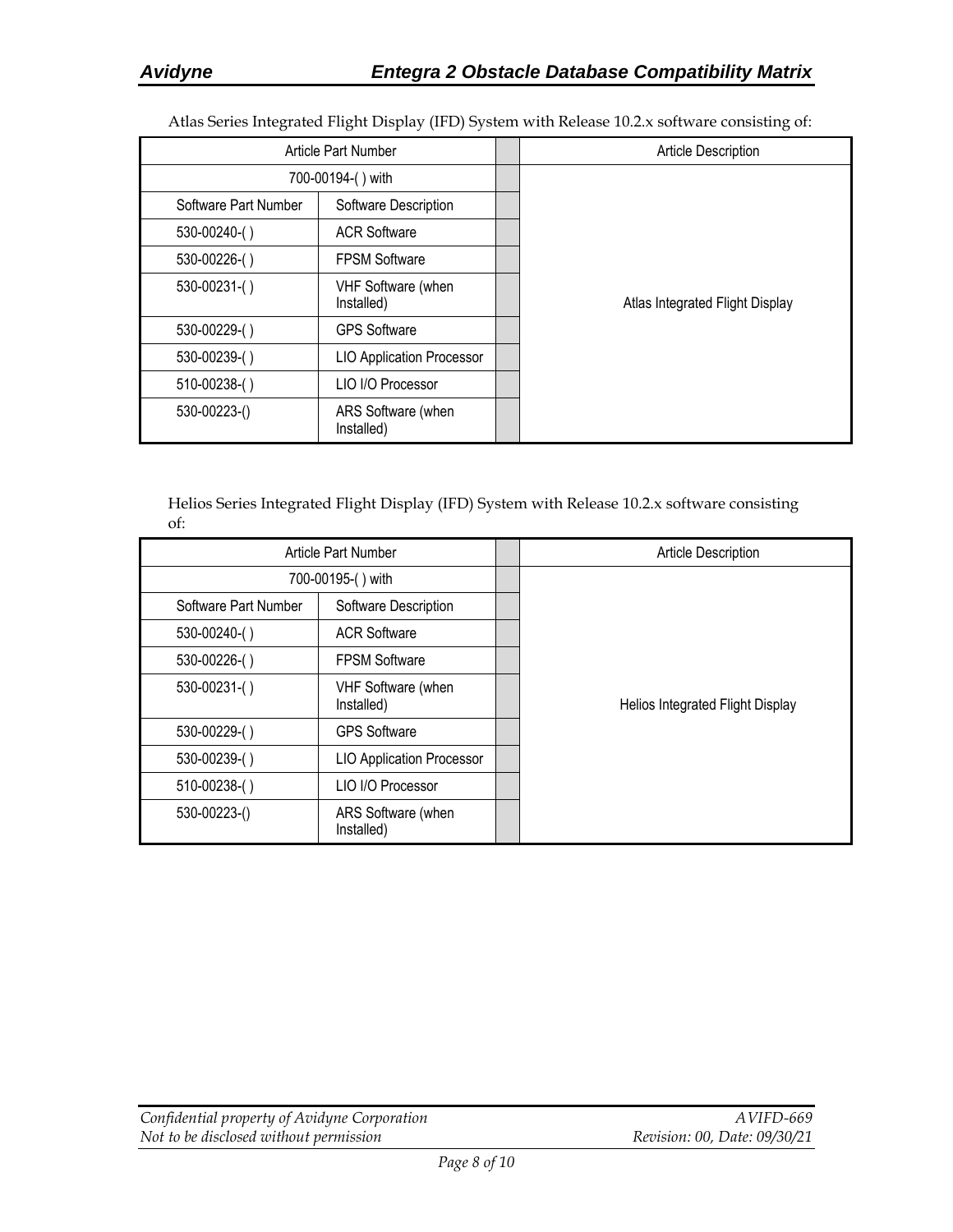Atlas Series Integrated Flight Display (IFD) System with Release 10.2.x software consisting of:

| Article Part Number | | | Article Description |
|---|---|---|---|
| 700-00194-( ) with | | | Atlas Integrated Flight Display |
| Software Part Number | Software Description | | |
| 530-00240-( ) | ACR Software | | |
| 530-00226-( ) | FPSM Software | | |
| 530-00231-( ) | VHF Software (when Installed) | | |
| 530-00229-( ) | GPS Software | | |
| 530-00239-( ) | LIO Application Processor | | |
| 510-00238-( ) | LIO I/O Processor | | |
| 530-00223-() | ARS Software (when Installed) | | |

Helios Series Integrated Flight Display (IFD) System with Release 10.2.x software consisting of:

| Article Part Number | | | Article Description |
|---|---|---|---|
| 700-00195-( ) with | | | Helios Integrated Flight Display |
| Software Part Number | Software Description | | |
| 530-00240-( ) | ACR Software | | |
| 530-00226-( ) | FPSM Software | | |
| 530-00231-( ) | VHF Software (when Installed) | | |
| 530-00229-( ) | GPS Software | | |
| 530-00239-( ) | LIO Application Processor | | |
| 510-00238-( ) | LIO I/O Processor | | |
| 530-00223-() | ARS Software (when Installed) | | |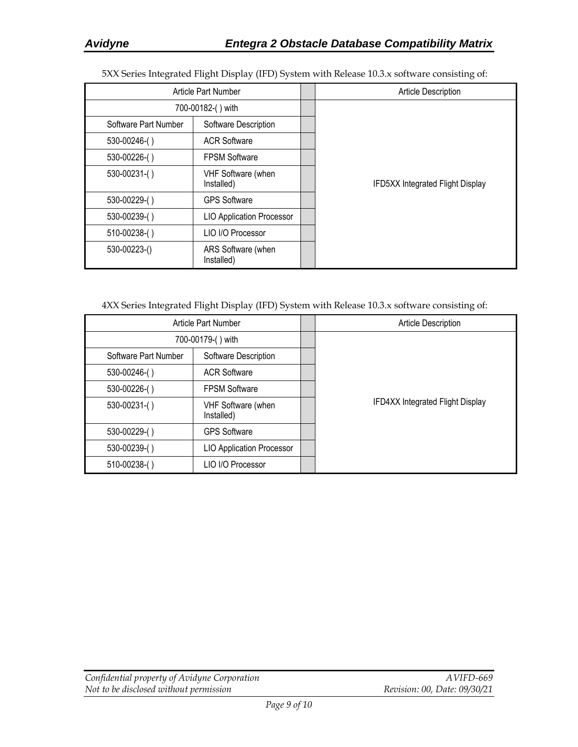5XX Series Integrated Flight Display (IFD) System with Release 10.3.x software consisting of:

| Article Part Number | | | Article Description |
|---|---|---|---|
| 700-00182-( ) with | | | IFD5XX Integrated Flight Display |
| Software Part Number | Software Description | | |
| 530-00246-( ) | ACR Software | | |
| 530-00226-( ) | FPSM Software | | |
| 530-00231-( ) | VHF Software (when Installed) | | |
| 530-00229-( ) | GPS Software | | |
| 530-00239-( ) | LIO Application Processor | | |
| 510-00238-( ) | LIO I/O Processor | | |
| 530-00223-() | ARS Software (when Installed) | | |

4XX Series Integrated Flight Display (IFD) System with Release 10.3.x software consisting of:

| Article Part Number | | | Article Description |
|---|---|---|---|
| 700-00179-( ) with | | | IFD4XX Integrated Flight Display |
| Software Part Number | Software Description | | |
| 530-00246-( ) | ACR Software | | |
| 530-00226-( ) | FPSM Software | | |
| 530-00231-( ) | VHF Software (when Installed) | | |
| 530-00229-( ) | GPS Software | | |
| 530-00239-( ) | LIO Application Processor | | |
| 510-00238-( ) | LIO I/O Processor | | |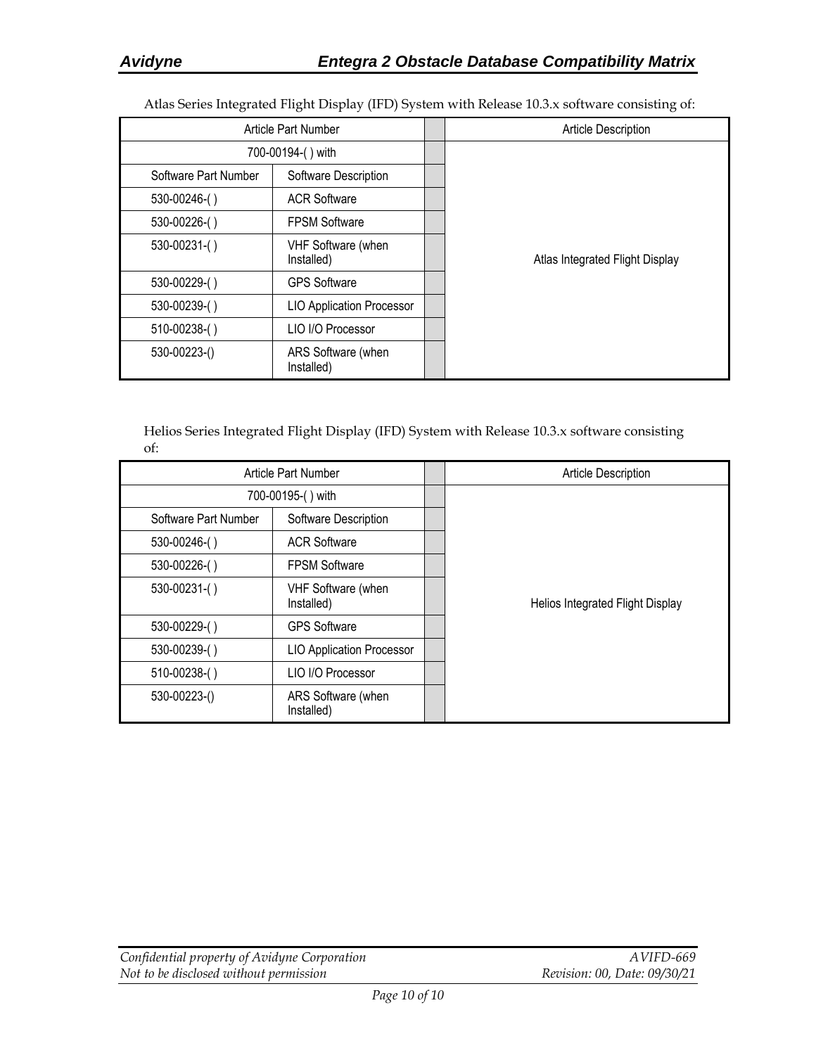Atlas Series Integrated Flight Display (IFD) System with Release 10.3.x software consisting of:

| Article Part Number | | | Article Description |
|---|---|---|---|
| 700-00194-( ) with | | | Atlas Integrated Flight Display |
| Software Part Number | Software Description | | |
| 530-00246-( ) | ACR Software | | |
| 530-00226-( ) | FPSM Software | | |
| 530-00231-( ) | VHF Software (when Installed) | | |
| 530-00229-( ) | GPS Software | | |
| 530-00239-( ) | LIO Application Processor | | |
| 510-00238-( ) | LIO I/O Processor | | |
| 530-00223-() | ARS Software (when Installed) | | |

Helios Series Integrated Flight Display (IFD) System with Release 10.3.x software consisting of:

| Article Part Number | | | Article Description |
|---|---|---|---|
| 700-00195-( ) with | | | Helios Integrated Flight Display |
| Software Part Number | Software Description | | |
| 530-00246-( ) | ACR Software | | |
| 530-00226-( ) | FPSM Software | | |
| 530-00231-( ) | VHF Software (when Installed) | | |
| 530-00229-( ) | GPS Software | | |
| 530-00239-( ) | LIO Application Processor | | |
| 510-00238-( ) | LIO I/O Processor | | |
| 530-00223-() | ARS Software (when Installed) | | |